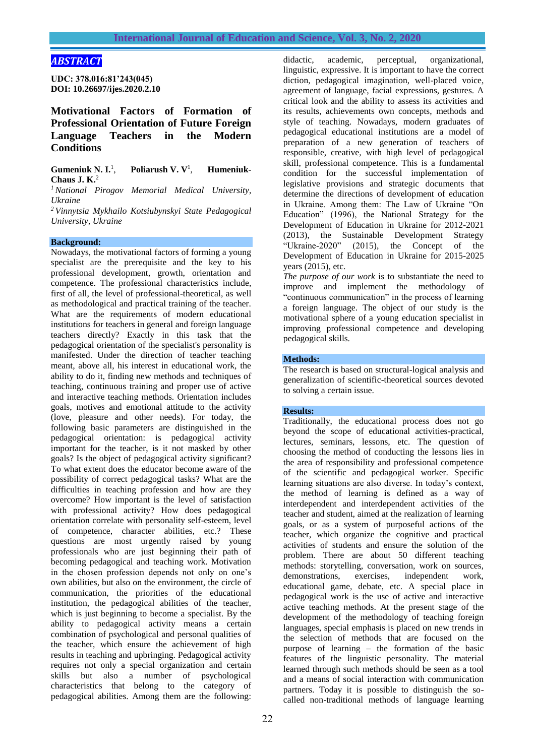## *ABSTRACT*

**UDC: 378.016:81'243(045)**
**DOI: 10.26697/ijes.2020.2.10**

# Motivational Factors of Formation of Professional Orientation of Future Foreign Language Teachers in the Modern Conditions

**Gumeniuk N. I.**[1], **Poliarush V. V**[1], **Humeniuk-Chaus J. K.**[2]

*[1] National Pirogov Memorial Medical University, Ukraine*
*[2] Vinnytsia Mykhailo Kotsiubynskyi State Pedagogical University, Ukraine*

### Background:

Nowadays, the motivational factors of forming a young specialist are the prerequisite and the key to his professional development, growth, orientation and competence. The professional characteristics include, first of all, the level of professional-theoretical, as well as methodological and practical training of the teacher. What are the requirements of modern educational institutions for teachers in general and foreign language teachers directly? Exactly in this task that the pedagogical orientation of the specialist's personality is manifested. Under the direction of teacher teaching meant, above all, his interest in educational work, the ability to do it, finding new methods and techniques of teaching, continuous training and proper use of active and interactive teaching methods. Orientation includes goals, motives and emotional attitude to the activity (love, pleasure and other needs). For today, the following basic parameters are distinguished in the pedagogical orientation: is pedagogical activity important for the teacher, is it not masked by other goals? Is the object of pedagogical activity significant? To what extent does the educator become aware of the possibility of correct pedagogical tasks? What are the difficulties in teaching profession and how are they overcome? How important is the level of satisfaction with professional activity? How does pedagogical orientation correlate with personality self-esteem, level of competence, character abilities, etc.? These questions are most urgently raised by young professionals who are just beginning their path of becoming pedagogical and teaching work. Motivation in the chosen profession depends not only on one's own abilities, but also on the environment, the circle of communication, the priorities of the educational institution, the pedagogical abilities of the teacher, which is just beginning to become a specialist. By the ability to pedagogical activity means a certain combination of psychological and personal qualities of the teacher, which ensure the achievement of high results in teaching and upbringing. Pedagogical activity requires not only a special organization and certain skills but also a number of psychological characteristics that belong to the category of pedagogical abilities. Among them are the following: didactic, academic, perceptual, organizational, linguistic, expressive. It is important to have the correct diction, pedagogical imagination, well-placed voice, agreement of language, facial expressions, gestures. A critical look and the ability to assess its activities and its results, achievements own concepts, methods and style of teaching. Nowadays, modern graduates of pedagogical educational institutions are a model of preparation of a new generation of teachers of responsible, creative, with high level of pedagogical skill, professional competence. This is a fundamental condition for the successful implementation of legislative provisions and strategic documents that determine the directions of development of education in Ukraine. Among them: The Law of Ukraine "On Education" (1996), the National Strategy for the Development of Education in Ukraine for 2012-2021 (2013), the Sustainable Development Strategy "Ukraine-2020" (2015), the Concept of the Development of Education in Ukraine for 2015-2025 years (2015), etc.

*The purpose of our work* is to substantiate the need to improve and implement the methodology of "continuous communication" in the process of learning a foreign language. The object of our study is the motivational sphere of a young education specialist in improving professional competence and developing pedagogical skills.

### Methods:

The research is based on structural-logical analysis and generalization of scientific-theoretical sources devoted to solving a certain issue.

### Results:

Traditionally, the educational process does not go beyond the scope of educational activities-practical, lectures, seminars, lessons, etc. The question of choosing the method of conducting the lessons lies in the area of responsibility and professional competence of the scientific and pedagogical worker. Specific learning situations are also diverse. In today's context, the method of learning is defined as a way of interdependent and interdependent activities of the teacher and student, aimed at the realization of learning goals, or as a system of purposeful actions of the teacher, which organize the cognitive and practical activities of students and ensure the solution of the problem. There are about 50 different teaching methods: storytelling, conversation, work on sources, demonstrations, exercises, independent work, educational game, debate, etc. A special place in pedagogical work is the use of active and interactive active teaching methods. At the present stage of the development of the methodology of teaching foreign languages, special emphasis is placed on new trends in the selection of methods that are focused on the purpose of learning – the formation of the basic features of the linguistic personality. The material learned through such methods should be seen as a tool and a means of social interaction with communication partners. Today it is possible to distinguish the so-called non-traditional methods of language learning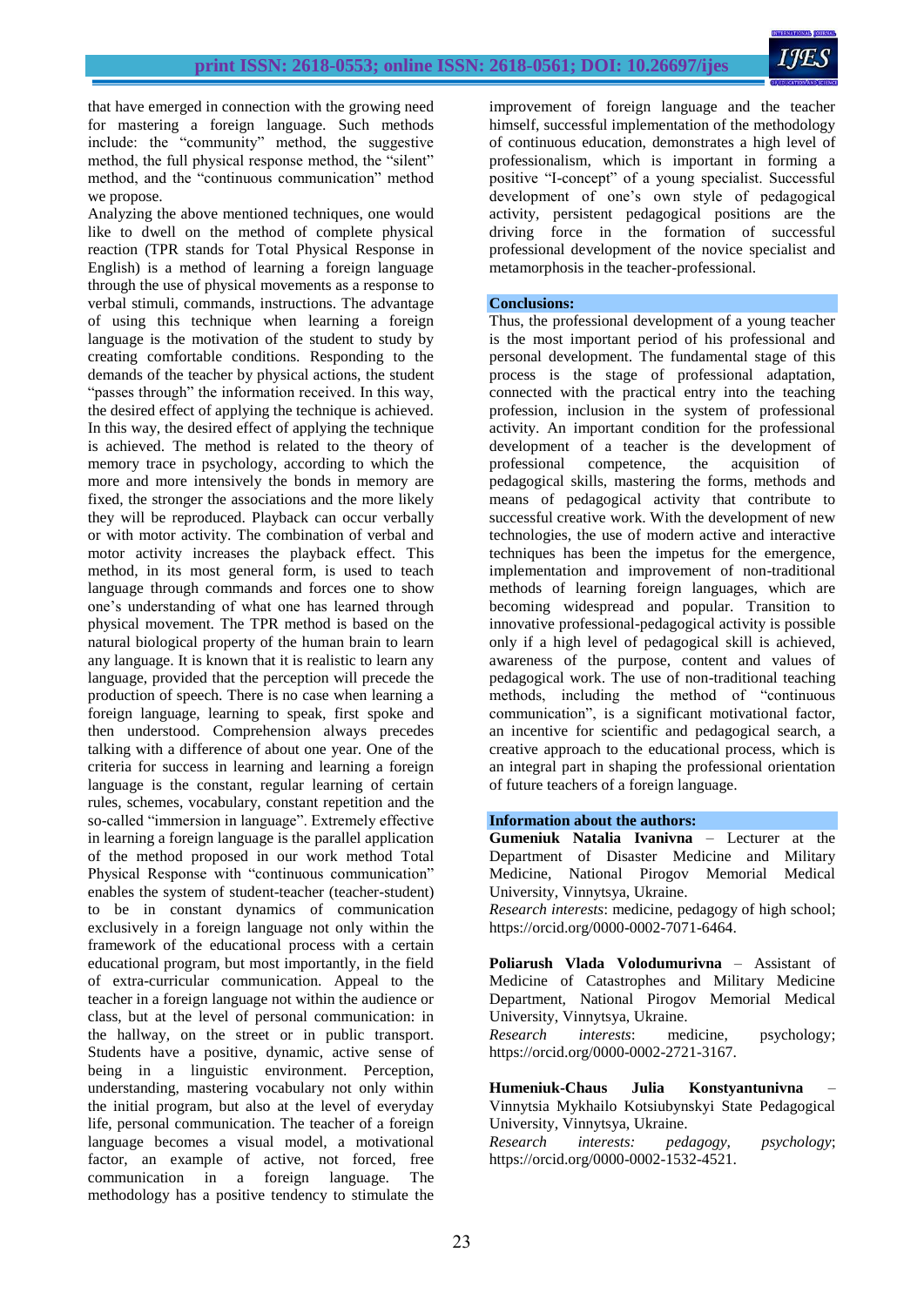that have emerged in connection with the growing need for mastering a foreign language. Such methods include: the "community" method, the suggestive method, the full physical response method, the "silent" method, and the "continuous communication" method we propose.

Analyzing the above mentioned techniques, one would like to dwell on the method of complete physical reaction (TPR stands for Total Physical Response in English) is a method of learning a foreign language through the use of physical movements as a response to verbal stimuli, commands, instructions. The advantage of using this technique when learning a foreign language is the motivation of the student to study by creating comfortable conditions. Responding to the demands of the teacher by physical actions, the student "passes through" the information received. In this way, the desired effect of applying the technique is achieved. In this way, the desired effect of applying the technique is achieved. The method is related to the theory of memory trace in psychology, according to which the more and more intensively the bonds in memory are fixed, the stronger the associations and the more likely they will be reproduced. Playback can occur verbally or with motor activity. The combination of verbal and motor activity increases the playback effect. This method, in its most general form, is used to teach language through commands and forces one to show one's understanding of what one has learned through physical movement. The TPR method is based on the natural biological property of the human brain to learn any language. It is known that it is realistic to learn any language, provided that the perception will precede the production of speech. There is no case when learning a foreign language, learning to speak, first spoke and then understood. Comprehension always precedes talking with a difference of about one year. One of the criteria for success in learning and learning a foreign language is the constant, regular learning of certain rules, schemes, vocabulary, constant repetition and the so-called "immersion in language". Extremely effective in learning a foreign language is the parallel application of the method proposed in our work method Total Physical Response with "continuous communication" enables the system of student-teacher (teacher-student) to be in constant dynamics of communication exclusively in a foreign language not only within the framework of the educational process with a certain educational program, but most importantly, in the field of extra-curricular communication. Appeal to the teacher in a foreign language not within the audience or class, but at the level of personal communication: in the hallway, on the street or in public transport. Students have a positive, dynamic, active sense of being in a linguistic environment. Perception, understanding, mastering vocabulary not only within the initial program, but also at the level of everyday life, personal communication. The teacher of a foreign language becomes a visual model, a motivational factor, an example of active, not forced, free communication in a foreign language. The methodology has a positive tendency to stimulate the improvement of foreign language and the teacher himself, successful implementation of the methodology of continuous education, demonstrates a high level of professionalism, which is important in forming a positive "I-concept" of a young specialist. Successful development of one's own style of pedagogical activity, persistent pedagogical positions are the driving force in the formation of successful professional development of the novice specialist and metamorphosis in the teacher-professional.

## Conclusions:

Thus, the professional development of a young teacher is the most important period of his professional and personal development. The fundamental stage of this process is the stage of professional adaptation, connected with the practical entry into the teaching profession, inclusion in the system of professional activity. An important condition for the professional development of a teacher is the development of professional competence, the acquisition of pedagogical skills, mastering the forms, methods and means of pedagogical activity that contribute to successful creative work. With the development of new technologies, the use of modern active and interactive techniques has been the impetus for the emergence, implementation and improvement of non-traditional methods of learning foreign languages, which are becoming widespread and popular. Transition to innovative professional-pedagogical activity is possible only if a high level of pedagogical skill is achieved, awareness of the purpose, content and values of pedagogical work. The use of non-traditional teaching methods, including the method of "continuous communication", is a significant motivational factor, an incentive for scientific and pedagogical search, a creative approach to the educational process, which is an integral part in shaping the professional orientation of future teachers of a foreign language.

## Information about the authors:

**Gumeniuk Natalia Ivanivna** – Lecturer at the Department of Disaster Medicine and Military Medicine, National Pirogov Memorial Medical University, Vinnytsya, Ukraine.
*Research interests*: medicine, pedagogy of high school; https://orcid.org/0000-0002-7071-6464.

**Poliarush Vlada Volodumurivna** – Assistant of Medicine of Catastrophes and Military Medicine Department, National Pirogov Memorial Medical University, Vinnytsya, Ukraine.
*Research interests*: medicine, psychology; https://orcid.org/0000-0002-2721-3167.

**Humeniuk-Chaus Julia Konstyantunivna** – Vinnytsia Mykhailo Kotsiubynskyi State Pedagogical University, Vinnytsya, Ukraine.
*Research interests: pedagogy, psychology*; https://orcid.org/0000-0002-1532-4521.